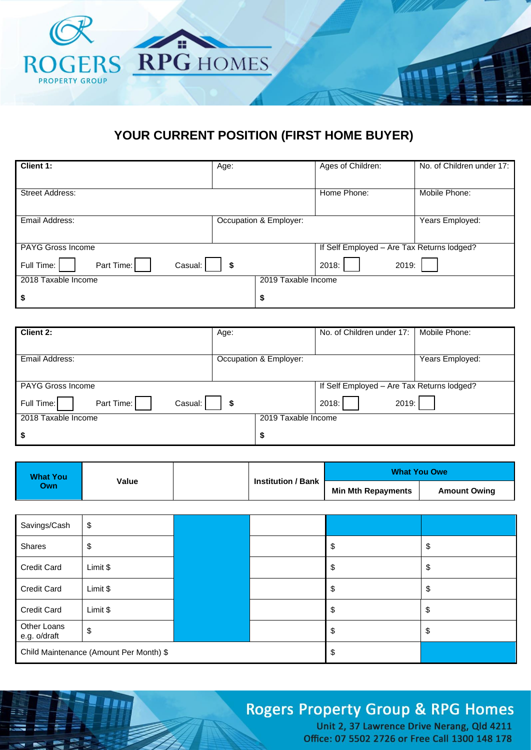ROGERS PROPERTY GROUP | RPG HOMES

# YOUR CURRENT POSITION (FIRST HOME BUYER)

| **Client 1:** | Age: | Ages of Children: | No. of Children under 17: |
|---|---|---|---|
| Street Address: | | Home Phone: | Mobile Phone: |
| Email Address: | Occupation & Employer: | | Years Employed: |
| PAYG Gross Income<br>Full Time: ☐ Part Time: ☐ Casual: ☐ **$** | | If Self Employed – Are Tax Returns lodged?<br>2018: ☐ 2019: ☐ | |
| 2018 Taxable Income<br>**$** | 2019 Taxable Income<br>**$** | | |

| **Client 2:** | Age: | No. of Children under 17: | Mobile Phone: |
|---|---|---|---|
| Email Address: | Occupation & Employer: | | Years Employed: |
| PAYG Gross Income<br>Full Time: ☐ Part Time: ☐ Casual: ☐ **$** | | If Self Employed – Are Tax Returns lodged?<br>2018: ☐ 2019: ☐ | |
| 2018 Taxable Income<br>**$** | 2019 Taxable Income<br>**$** | | |

| **What You Own** | **Value** | | **Institution / Bank** | **What You Owe** | |
|---|---|---|---|---|---|
| | | | | **Min Mth Repayments** | **Amount Owing** |
| Savings/Cash | $ | | | | |
| Shares | $ | | | $ | $ |
| Credit Card | Limit $ | | | $ | $ |
| Credit Card | Limit $ | | | $ | $ |
| Credit Card | Limit $ | | | $ | $ |
| Other Loans e.g. o/draft | $ | | | $ | $ |
| Child Maintenance (Amount Per Month) $ | | | | $ | |

Rogers Property Group & RPG Homes
Unit 2, 37 Lawrence Drive Nerang, Qld 4211
Office: 07 5502 2726 or Free Call 1300 148 178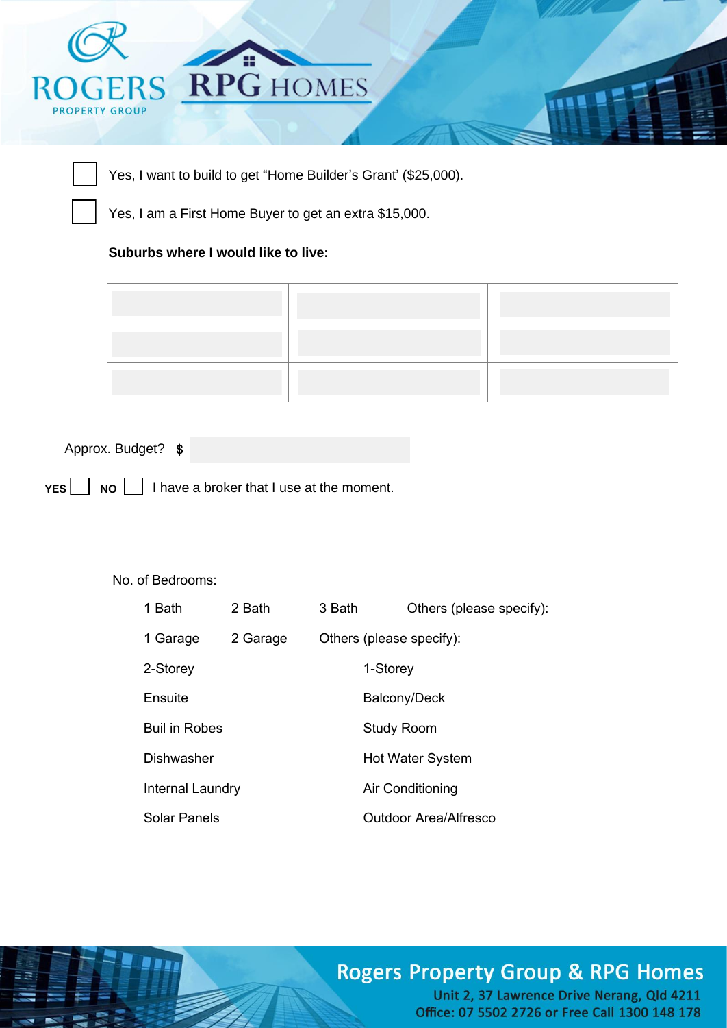☐ Yes, I want to build to get "Home Builder's Grant' ($25,000).

☐ Yes, I am a First Home Buyer to get an extra $15,000.

**Suburbs where I would like to live:**

| | | |
|---|---|---|
| | | |
| | | |
| | | |

Approx. Budget? **$** ____________

**YES** ☐ **NO** ☐ I have a broker that I use at the moment.

No. of Bedrooms:

| | | | |
|---|---|---|---|
| 1 Bath | 2 Bath | 3 Bath | Others (please specify): |
| 1 Garage | 2 Garage | Others (please specify): | |

| | |
|---|---|
| 2-Storey | 1-Storey |
| Ensuite | Balcony/Deck |
| Buil in Robes | Study Room |
| Dishwasher | Hot Water System |
| Internal Laundry | Air Conditioning |
| Solar Panels | Outdoor Area/Alfresco |

**Rogers Property Group & RPG Homes**
Unit 2, 37 Lawrence Drive Nerang, Qld 4211
Office: 07 5502 2726 or Free Call 1300 148 178